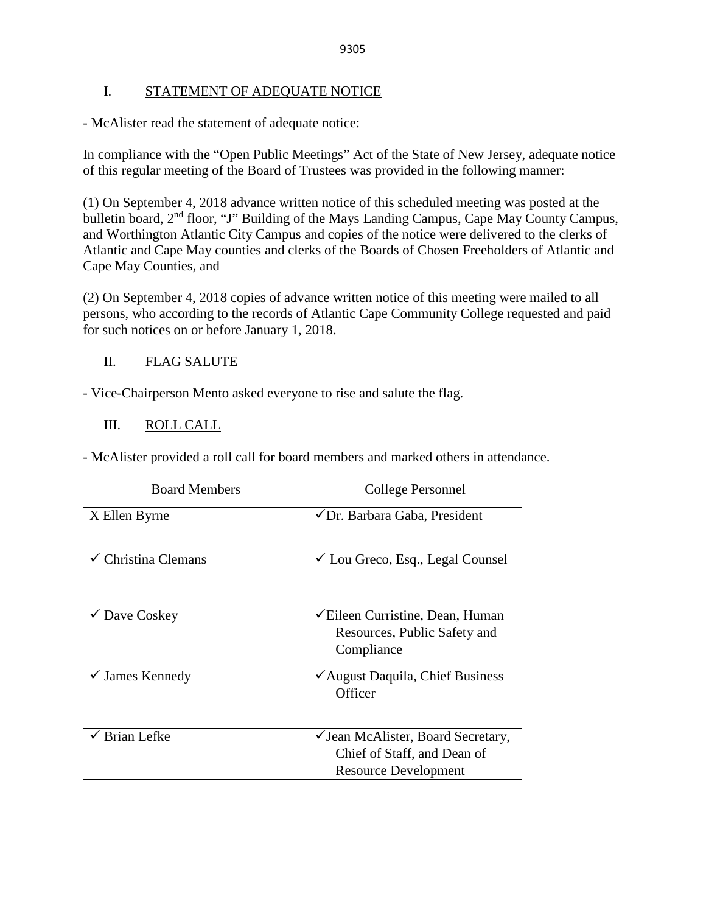## I. STATEMENT OF ADEQUATE NOTICE

- McAlister read the statement of adequate notice:

In compliance with the "Open Public Meetings" Act of the State of New Jersey, adequate notice of this regular meeting of the Board of Trustees was provided in the following manner:

(1) On September 4, 2018 advance written notice of this scheduled meeting was posted at the bulletin board, 2nd floor, "J" Building of the Mays Landing Campus, Cape May County Campus, and Worthington Atlantic City Campus and copies of the notice were delivered to the clerks of Atlantic and Cape May counties and clerks of the Boards of Chosen Freeholders of Atlantic and Cape May Counties, and

(2) On September 4, 2018 copies of advance written notice of this meeting were mailed to all persons, who according to the records of Atlantic Cape Community College requested and paid for such notices on or before January 1, 2018.

## II. FLAG SALUTE

- Vice-Chairperson Mento asked everyone to rise and salute the flag.

## III. ROLL CALL

- McAlister provided a roll call for board members and marked others in attendance.

| Board Members | College Personnel |
|---|---|
| X Ellen Byrne | ✓Dr. Barbara Gaba, President |
| ✓ Christina Clemans | ✓ Lou Greco, Esq., Legal Counsel |
| ✓ Dave Coskey | ✓Eileen Curristine, Dean, Human Resources, Public Safety and Compliance |
| ✓ James Kennedy | ✓August Daquila, Chief Business Officer |
| ✓ Brian Lefke | ✓Jean McAlister, Board Secretary, Chief of Staff, and Dean of Resource Development |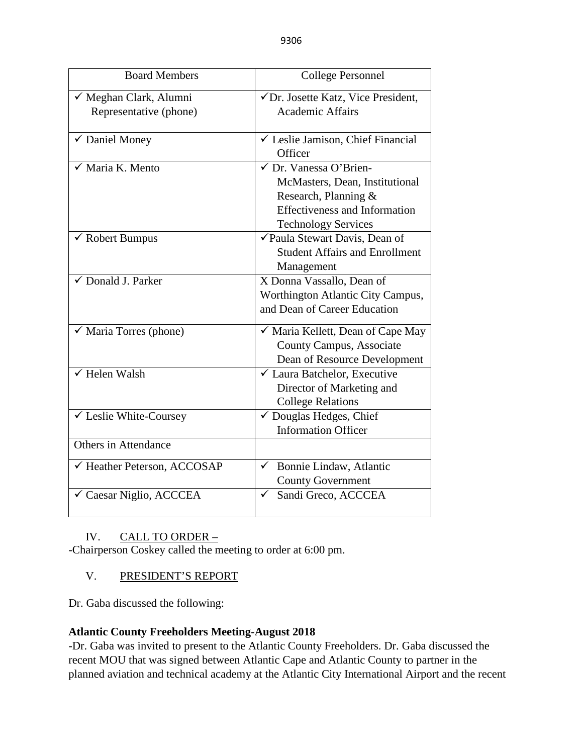| Board Members | College Personnel |
|---|---|
| ✓ Meghan Clark, Alumni Representative (phone) | ✓Dr. Josette Katz, Vice President, Academic Affairs |
| ✓ Daniel Money | ✓ Leslie Jamison, Chief Financial Officer |
| ✓ Maria K. Mento | ✓ Dr. Vanessa O'Brien-McMasters, Dean, Institutional Research, Planning & Effectiveness and Information Technology Services |
| ✓ Robert Bumpus | ✓Paula Stewart Davis, Dean of Student Affairs and Enrollment Management |
| ✓ Donald J. Parker | X Donna Vassallo, Dean of Worthington Atlantic City Campus, and Dean of Career Education |
| ✓ Maria Torres (phone) | ✓ Maria Kellett, Dean of Cape May County Campus, Associate Dean of Resource Development |
| ✓ Helen Walsh | ✓ Laura Batchelor, Executive Director of Marketing and College Relations |
| ✓ Leslie White-Coursey | ✓ Douglas Hedges, Chief Information Officer |
| Others in Attendance | |
| ✓ Heather Peterson, ACCOSAP | ✓ Bonnie Lindaw, Atlantic County Government |
| ✓ Caesar Niglio, ACCCEA | ✓ Sandi Greco, ACCCEA |

IV. CALL TO ORDER –

-Chairperson Coskey called the meeting to order at 6:00 pm.

V. PRESIDENT'S REPORT

Dr. Gaba discussed the following:

**Atlantic County Freeholders Meeting-August 2018**

-Dr. Gaba was invited to present to the Atlantic County Freeholders. Dr. Gaba discussed the recent MOU that was signed between Atlantic Cape and Atlantic County to partner in the planned aviation and technical academy at the Atlantic City International Airport and the recent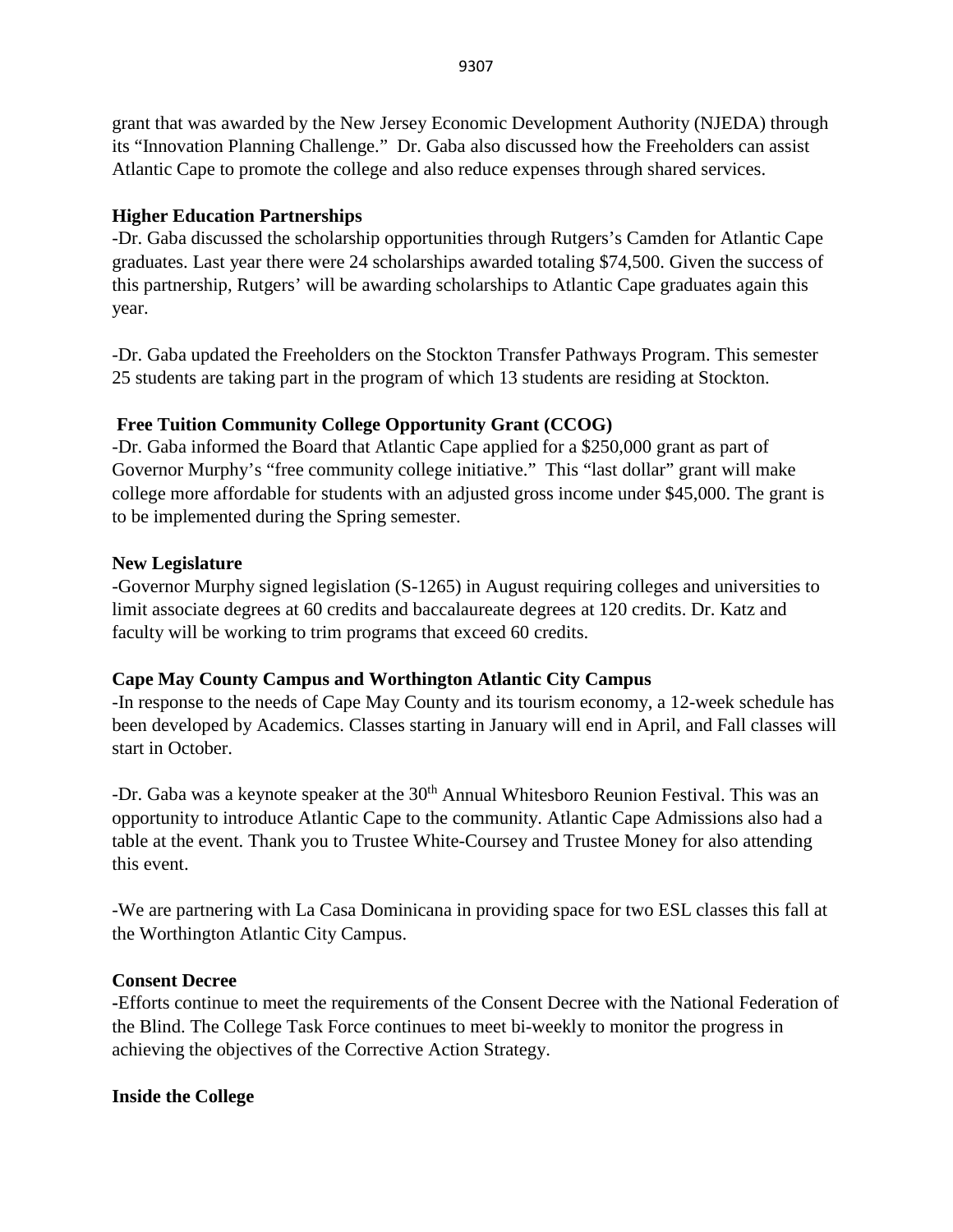grant that was awarded by the New Jersey Economic Development Authority (NJEDA) through its "Innovation Planning Challenge." Dr. Gaba also discussed how the Freeholders can assist Atlantic Cape to promote the college and also reduce expenses through shared services.

**Higher Education Partnerships**

-Dr. Gaba discussed the scholarship opportunities through Rutgers's Camden for Atlantic Cape graduates. Last year there were 24 scholarships awarded totaling $74,500. Given the success of this partnership, Rutgers' will be awarding scholarships to Atlantic Cape graduates again this year.

-Dr. Gaba updated the Freeholders on the Stockton Transfer Pathways Program. This semester 25 students are taking part in the program of which 13 students are residing at Stockton.

**Free Tuition Community College Opportunity Grant (CCOG)**

-Dr. Gaba informed the Board that Atlantic Cape applied for a $250,000 grant as part of Governor Murphy's "free community college initiative." This "last dollar" grant will make college more affordable for students with an adjusted gross income under $45,000. The grant is to be implemented during the Spring semester.

**New Legislature**

-Governor Murphy signed legislation (S-1265) in August requiring colleges and universities to limit associate degrees at 60 credits and baccalaureate degrees at 120 credits. Dr. Katz and faculty will be working to trim programs that exceed 60 credits.

**Cape May County Campus and Worthington Atlantic City Campus**

-In response to the needs of Cape May County and its tourism economy, a 12-week schedule has been developed by Academics. Classes starting in January will end in April, and Fall classes will start in October.

-Dr. Gaba was a keynote speaker at the 30th Annual Whitesboro Reunion Festival. This was an opportunity to introduce Atlantic Cape to the community. Atlantic Cape Admissions also had a table at the event. Thank you to Trustee White-Coursey and Trustee Money for also attending this event.

-We are partnering with La Casa Dominicana in providing space for two ESL classes this fall at the Worthington Atlantic City Campus.

**Consent Decree**

-Efforts continue to meet the requirements of the Consent Decree with the National Federation of the Blind. The College Task Force continues to meet bi-weekly to monitor the progress in achieving the objectives of the Corrective Action Strategy.

**Inside the College**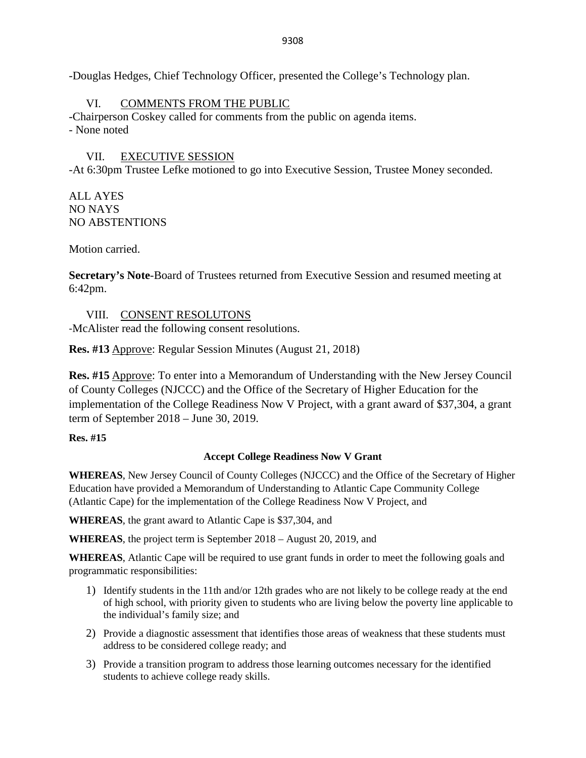-Douglas Hedges, Chief Technology Officer, presented the College's Technology plan.

VI. COMMENTS FROM THE PUBLIC

-Chairperson Coskey called for comments from the public on agenda items.
- None noted

VII. EXECUTIVE SESSION

-At 6:30pm Trustee Lefke motioned to go into Executive Session, Trustee Money seconded.

ALL AYES
NO NAYS
NO ABSTENTIONS

Motion carried.

**Secretary's Note**-Board of Trustees returned from Executive Session and resumed meeting at 6:42pm.

VIII. CONSENT RESOLUTONS

-McAlister read the following consent resolutions.

**Res. #13** Approve: Regular Session Minutes (August 21, 2018)

**Res. #15** Approve: To enter into a Memorandum of Understanding with the New Jersey Council of County Colleges (NJCCC) and the Office of the Secretary of Higher Education for the implementation of the College Readiness Now V Project, with a grant award of $37,304, a grant term of September 2018 – June 30, 2019.

**Res. #15**

**Accept College Readiness Now V Grant**

**WHEREAS**, New Jersey Council of County Colleges (NJCCC) and the Office of the Secretary of Higher Education have provided a Memorandum of Understanding to Atlantic Cape Community College (Atlantic Cape) for the implementation of the College Readiness Now V Project, and

**WHEREAS**, the grant award to Atlantic Cape is $37,304, and

**WHEREAS**, the project term is September 2018 – August 20, 2019, and

**WHEREAS**, Atlantic Cape will be required to use grant funds in order to meet the following goals and programmatic responsibilities:

1) Identify students in the 11th and/or 12th grades who are not likely to be college ready at the end of high school, with priority given to students who are living below the poverty line applicable to the individual's family size; and
2) Provide a diagnostic assessment that identifies those areas of weakness that these students must address to be considered college ready; and
3) Provide a transition program to address those learning outcomes necessary for the identified students to achieve college ready skills.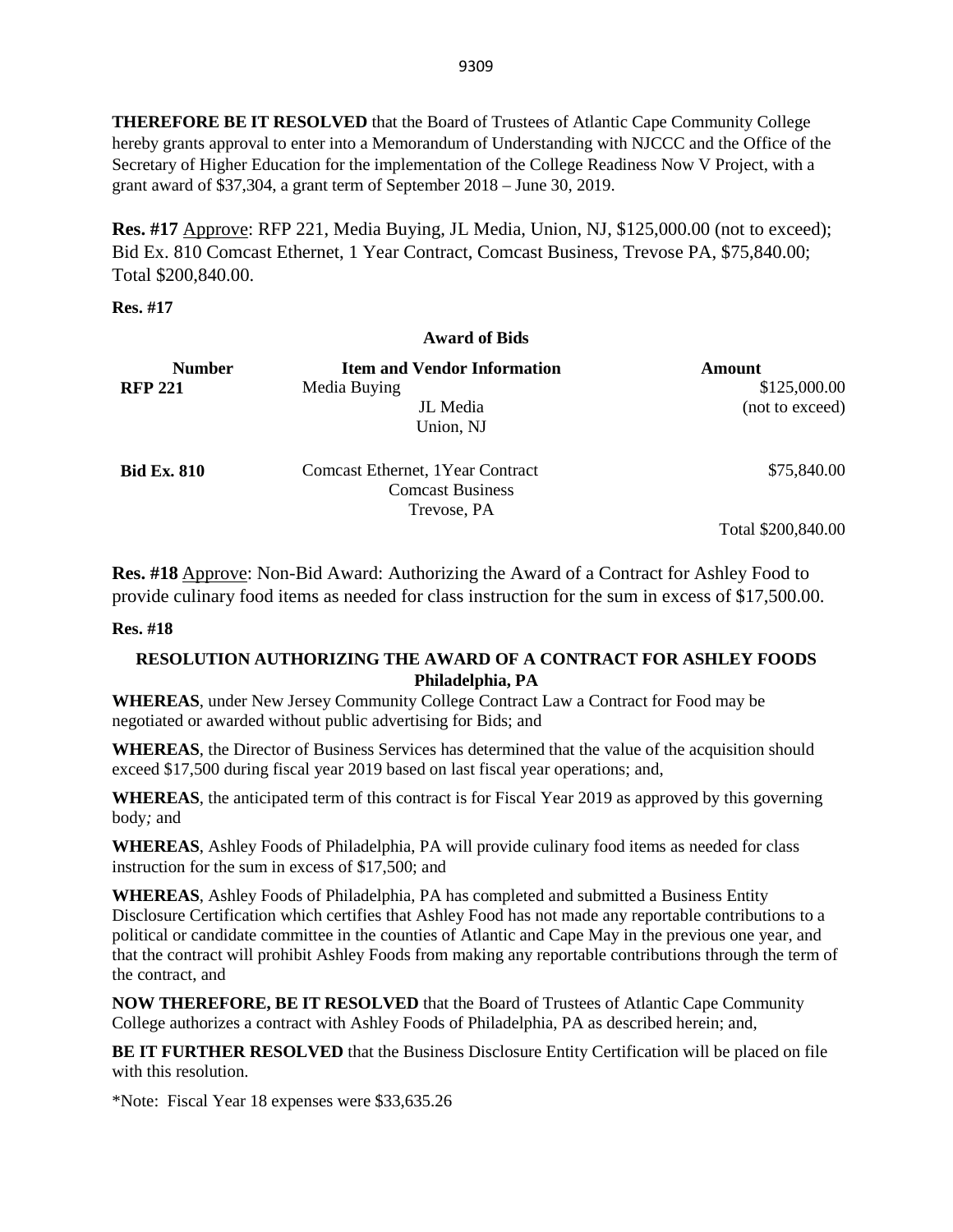**THEREFORE BE IT RESOLVED** that the Board of Trustees of Atlantic Cape Community College hereby grants approval to enter into a Memorandum of Understanding with NJCCC and the Office of the Secretary of Higher Education for the implementation of the College Readiness Now V Project, with a grant award of $37,304, a grant term of September 2018 – June 30, 2019.

**Res. #17** Approve: RFP 221, Media Buying, JL Media, Union, NJ, $125,000.00 (not to exceed); Bid Ex. 810 Comcast Ethernet, 1 Year Contract, Comcast Business, Trevose PA, $75,840.00; Total $200,840.00.

**Res. #17**

**Award of Bids**

| Number | Item and Vendor Information | Amount |
|---|---|---|
| **RFP 221** | Media Buying<br>JL Media<br>Union, NJ | $125,000.00<br>(not to exceed) |
| **Bid Ex. 810** | Comcast Ethernet, 1Year Contract<br>Comcast Business<br>Trevose, PA | $75,840.00 |
| | | Total $200,840.00 |

**Res. #18** Approve: Non-Bid Award: Authorizing the Award of a Contract for Ashley Food to provide culinary food items as needed for class instruction for the sum in excess of $17,500.00.

**Res. #18**

**RESOLUTION AUTHORIZING THE AWARD OF A CONTRACT FOR ASHLEY FOODS Philadelphia, PA**

**WHEREAS**, under New Jersey Community College Contract Law a Contract for Food may be negotiated or awarded without public advertising for Bids; and

**WHEREAS**, the Director of Business Services has determined that the value of the acquisition should exceed $17,500 during fiscal year 2019 based on last fiscal year operations; and,

**WHEREAS**, the anticipated term of this contract is for Fiscal Year 2019 as approved by this governing body*;* and

**WHEREAS**, Ashley Foods of Philadelphia, PA will provide culinary food items as needed for class instruction for the sum in excess of $17,500; and

**WHEREAS**, Ashley Foods of Philadelphia, PA has completed and submitted a Business Entity Disclosure Certification which certifies that Ashley Food has not made any reportable contributions to a political or candidate committee in the counties of Atlantic and Cape May in the previous one year, and that the contract will prohibit Ashley Foods from making any reportable contributions through the term of the contract, and

**NOW THEREFORE, BE IT RESOLVED** that the Board of Trustees of Atlantic Cape Community College authorizes a contract with Ashley Foods of Philadelphia, PA as described herein; and,

**BE IT FURTHER RESOLVED** that the Business Disclosure Entity Certification will be placed on file with this resolution.

*Note: Fiscal Year 18 expenses were $33,635.26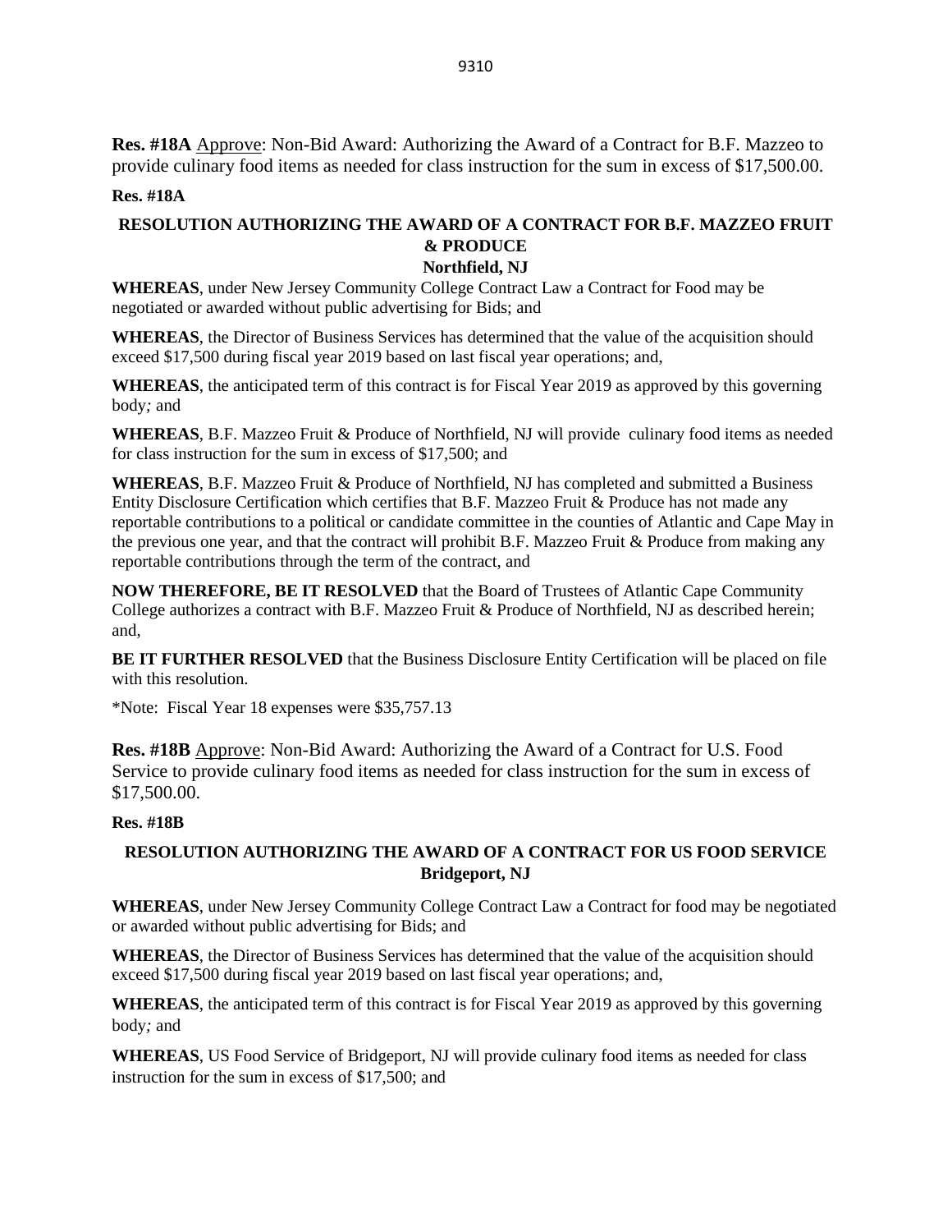**Res. #18A** Approve: Non-Bid Award: Authorizing the Award of a Contract for B.F. Mazzeo to provide culinary food items as needed for class instruction for the sum in excess of $17,500.00.

**Res. #18A**

**RESOLUTION AUTHORIZING THE AWARD OF A CONTRACT FOR B.F. MAZZEO FRUIT & PRODUCE**
**Northfield, NJ**

**WHEREAS**, under New Jersey Community College Contract Law a Contract for Food may be negotiated or awarded without public advertising for Bids; and

**WHEREAS**, the Director of Business Services has determined that the value of the acquisition should exceed $17,500 during fiscal year 2019 based on last fiscal year operations; and,

**WHEREAS**, the anticipated term of this contract is for Fiscal Year 2019 as approved by this governing body*;* and

**WHEREAS**, B.F. Mazzeo Fruit & Produce of Northfield, NJ will provide culinary food items as needed for class instruction for the sum in excess of $17,500; and

**WHEREAS**, B.F. Mazzeo Fruit & Produce of Northfield, NJ has completed and submitted a Business Entity Disclosure Certification which certifies that B.F. Mazzeo Fruit & Produce has not made any reportable contributions to a political or candidate committee in the counties of Atlantic and Cape May in the previous one year, and that the contract will prohibit B.F. Mazzeo Fruit & Produce from making any reportable contributions through the term of the contract, and

**NOW THEREFORE, BE IT RESOLVED** that the Board of Trustees of Atlantic Cape Community College authorizes a contract with B.F. Mazzeo Fruit & Produce of Northfield, NJ as described herein; and,

**BE IT FURTHER RESOLVED** that the Business Disclosure Entity Certification will be placed on file with this resolution.

*Note: Fiscal Year 18 expenses were $35,757.13

**Res. #18B** Approve: Non-Bid Award: Authorizing the Award of a Contract for U.S. Food Service to provide culinary food items as needed for class instruction for the sum in excess of $17,500.00.

**Res. #18B**

**RESOLUTION AUTHORIZING THE AWARD OF A CONTRACT FOR US FOOD SERVICE**
**Bridgeport, NJ**

**WHEREAS**, under New Jersey Community College Contract Law a Contract for food may be negotiated or awarded without public advertising for Bids; and

**WHEREAS**, the Director of Business Services has determined that the value of the acquisition should exceed $17,500 during fiscal year 2019 based on last fiscal year operations; and,

**WHEREAS**, the anticipated term of this contract is for Fiscal Year 2019 as approved by this governing body*;* and

**WHEREAS**, US Food Service of Bridgeport, NJ will provide culinary food items as needed for class instruction for the sum in excess of $17,500; and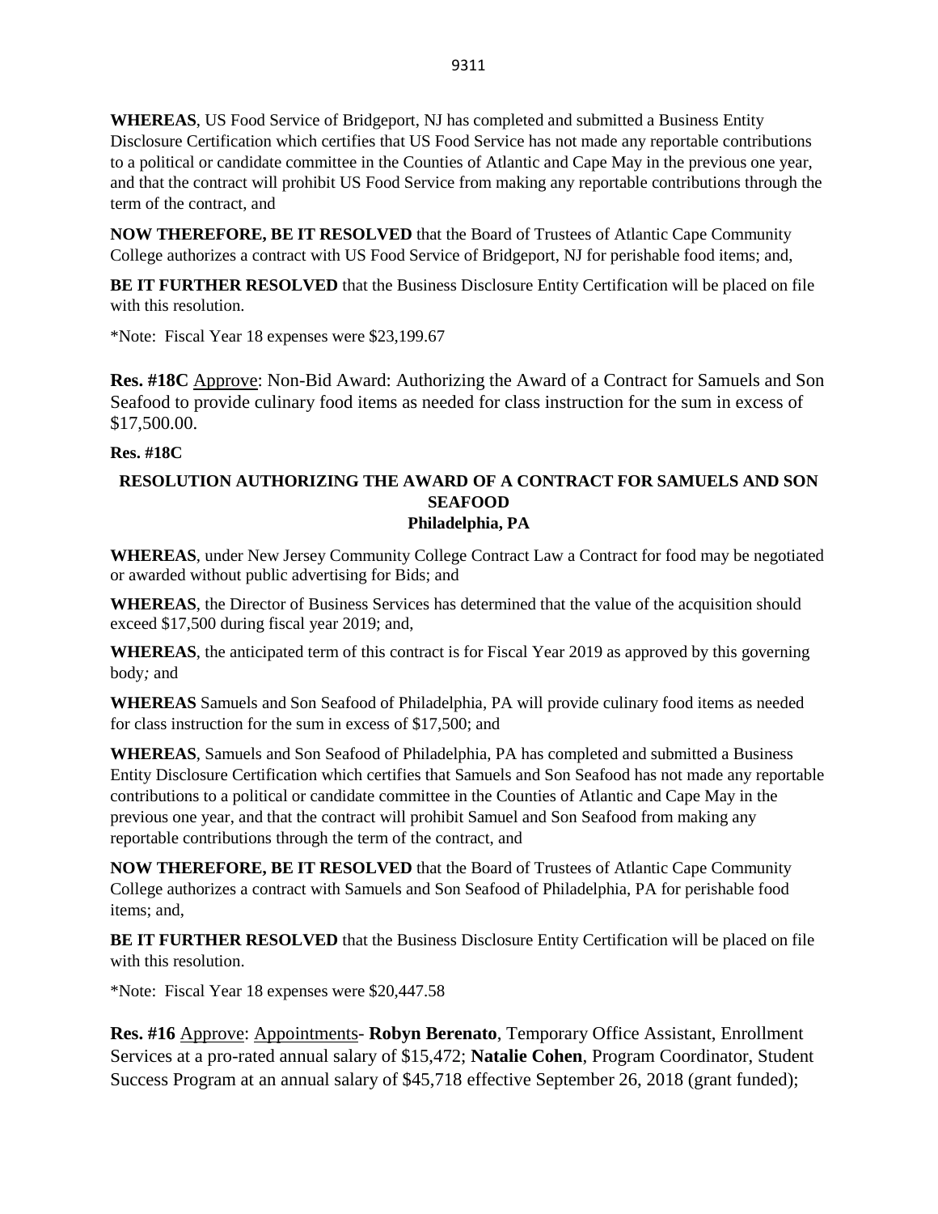**WHEREAS**, US Food Service of Bridgeport, NJ has completed and submitted a Business Entity Disclosure Certification which certifies that US Food Service has not made any reportable contributions to a political or candidate committee in the Counties of Atlantic and Cape May in the previous one year, and that the contract will prohibit US Food Service from making any reportable contributions through the term of the contract, and

**NOW THEREFORE, BE IT RESOLVED** that the Board of Trustees of Atlantic Cape Community College authorizes a contract with US Food Service of Bridgeport, NJ for perishable food items; and,

**BE IT FURTHER RESOLVED** that the Business Disclosure Entity Certification will be placed on file with this resolution.

*Note: Fiscal Year 18 expenses were $23,199.67

**Res. #18C** Approve: Non-Bid Award: Authorizing the Award of a Contract for Samuels and Son Seafood to provide culinary food items as needed for class instruction for the sum in excess of $17,500.00.

**Res. #18C**

**RESOLUTION AUTHORIZING THE AWARD OF A CONTRACT FOR SAMUELS AND SON SEAFOOD**
**Philadelphia, PA**

**WHEREAS**, under New Jersey Community College Contract Law a Contract for food may be negotiated or awarded without public advertising for Bids; and

**WHEREAS**, the Director of Business Services has determined that the value of the acquisition should exceed $17,500 during fiscal year 2019; and,

**WHEREAS**, the anticipated term of this contract is for Fiscal Year 2019 as approved by this governing body*;* and

**WHEREAS** Samuels and Son Seafood of Philadelphia, PA will provide culinary food items as needed for class instruction for the sum in excess of $17,500; and

**WHEREAS**, Samuels and Son Seafood of Philadelphia, PA has completed and submitted a Business Entity Disclosure Certification which certifies that Samuels and Son Seafood has not made any reportable contributions to a political or candidate committee in the Counties of Atlantic and Cape May in the previous one year, and that the contract will prohibit Samuel and Son Seafood from making any reportable contributions through the term of the contract, and

**NOW THEREFORE, BE IT RESOLVED** that the Board of Trustees of Atlantic Cape Community College authorizes a contract with Samuels and Son Seafood of Philadelphia, PA for perishable food items; and,

**BE IT FURTHER RESOLVED** that the Business Disclosure Entity Certification will be placed on file with this resolution.

*Note: Fiscal Year 18 expenses were $20,447.58

**Res. #16** Approve: Appointments- **Robyn Berenato**, Temporary Office Assistant, Enrollment Services at a pro-rated annual salary of $15,472; **Natalie Cohen**, Program Coordinator, Student Success Program at an annual salary of $45,718 effective September 26, 2018 (grant funded);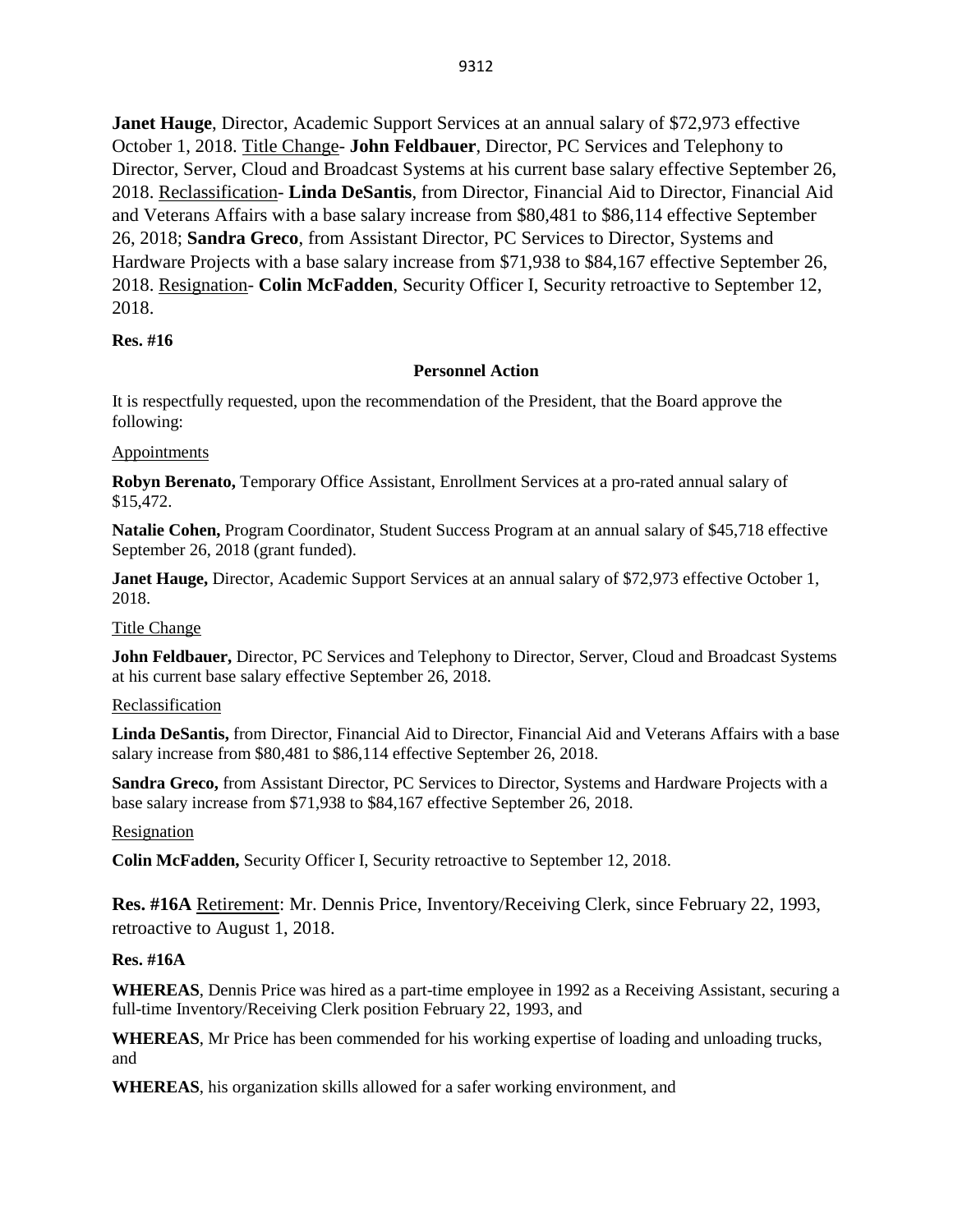**Janet Hauge**, Director, Academic Support Services at an annual salary of $72,973 effective October 1, 2018. Title Change- **John Feldbauer**, Director, PC Services and Telephony to Director, Server, Cloud and Broadcast Systems at his current base salary effective September 26, 2018. Reclassification- **Linda DeSantis**, from Director, Financial Aid to Director, Financial Aid and Veterans Affairs with a base salary increase from $80,481 to $86,114 effective September 26, 2018; **Sandra Greco**, from Assistant Director, PC Services to Director, Systems and Hardware Projects with a base salary increase from $71,938 to $84,167 effective September 26, 2018. Resignation- **Colin McFadden**, Security Officer I, Security retroactive to September 12, 2018.

**Res. #16**

**Personnel Action**

It is respectfully requested, upon the recommendation of the President, that the Board approve the following:

Appointments

**Robyn Berenato,** Temporary Office Assistant, Enrollment Services at a pro-rated annual salary of $15,472.

**Natalie Cohen,** Program Coordinator, Student Success Program at an annual salary of $45,718 effective September 26, 2018 (grant funded).

**Janet Hauge,** Director, Academic Support Services at an annual salary of $72,973 effective October 1, 2018.

Title Change

**John Feldbauer,** Director, PC Services and Telephony to Director, Server, Cloud and Broadcast Systems at his current base salary effective September 26, 2018.

Reclassification

**Linda DeSantis,** from Director, Financial Aid to Director, Financial Aid and Veterans Affairs with a base salary increase from $80,481 to $86,114 effective September 26, 2018.

**Sandra Greco,** from Assistant Director, PC Services to Director, Systems and Hardware Projects with a base salary increase from $71,938 to $84,167 effective September 26, 2018.

Resignation

**Colin McFadden,** Security Officer I, Security retroactive to September 12, 2018.

**Res. #16A** Retirement: Mr. Dennis Price, Inventory/Receiving Clerk, since February 22, 1993, retroactive to August 1, 2018.

**Res. #16A**

**WHEREAS**, Dennis Price was hired as a part-time employee in 1992 as a Receiving Assistant, securing a full-time Inventory/Receiving Clerk position February 22, 1993, and

**WHEREAS**, Mr Price has been commended for his working expertise of loading and unloading trucks, and

**WHEREAS**, his organization skills allowed for a safer working environment, and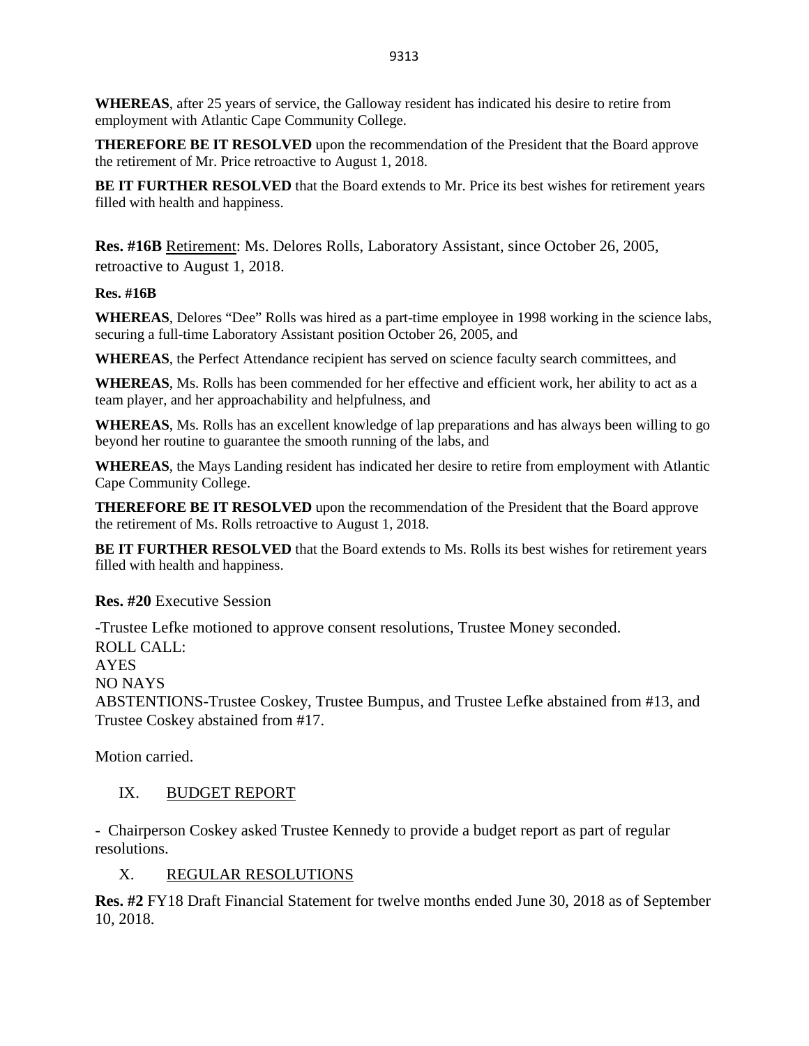**WHEREAS**, after 25 years of service, the Galloway resident has indicated his desire to retire from employment with Atlantic Cape Community College.

**THEREFORE BE IT RESOLVED** upon the recommendation of the President that the Board approve the retirement of Mr. Price retroactive to August 1, 2018.

**BE IT FURTHER RESOLVED** that the Board extends to Mr. Price its best wishes for retirement years filled with health and happiness.

**Res. #16B** Retirement: Ms. Delores Rolls, Laboratory Assistant, since October 26, 2005, retroactive to August 1, 2018.

**Res. #16B**

**WHEREAS**, Delores "Dee" Rolls was hired as a part-time employee in 1998 working in the science labs, securing a full-time Laboratory Assistant position October 26, 2005, and

**WHEREAS**, the Perfect Attendance recipient has served on science faculty search committees, and

**WHEREAS**, Ms. Rolls has been commended for her effective and efficient work, her ability to act as a team player, and her approachability and helpfulness, and

**WHEREAS**, Ms. Rolls has an excellent knowledge of lap preparations and has always been willing to go beyond her routine to guarantee the smooth running of the labs, and

**WHEREAS**, the Mays Landing resident has indicated her desire to retire from employment with Atlantic Cape Community College.

**THEREFORE BE IT RESOLVED** upon the recommendation of the President that the Board approve the retirement of Ms. Rolls retroactive to August 1, 2018.

**BE IT FURTHER RESOLVED** that the Board extends to Ms. Rolls its best wishes for retirement years filled with health and happiness.

**Res. #20** Executive Session

-Trustee Lefke motioned to approve consent resolutions, Trustee Money seconded.
ROLL CALL:
AYES
NO NAYS
ABSTENTIONS-Trustee Coskey, Trustee Bumpus, and Trustee Lefke abstained from #13, and Trustee Coskey abstained from #17.

Motion carried.

## IX. BUDGET REPORT

- Chairperson Coskey asked Trustee Kennedy to provide a budget report as part of regular resolutions.

## X. REGULAR RESOLUTIONS

**Res. #2** FY18 Draft Financial Statement for twelve months ended June 30, 2018 as of September 10, 2018.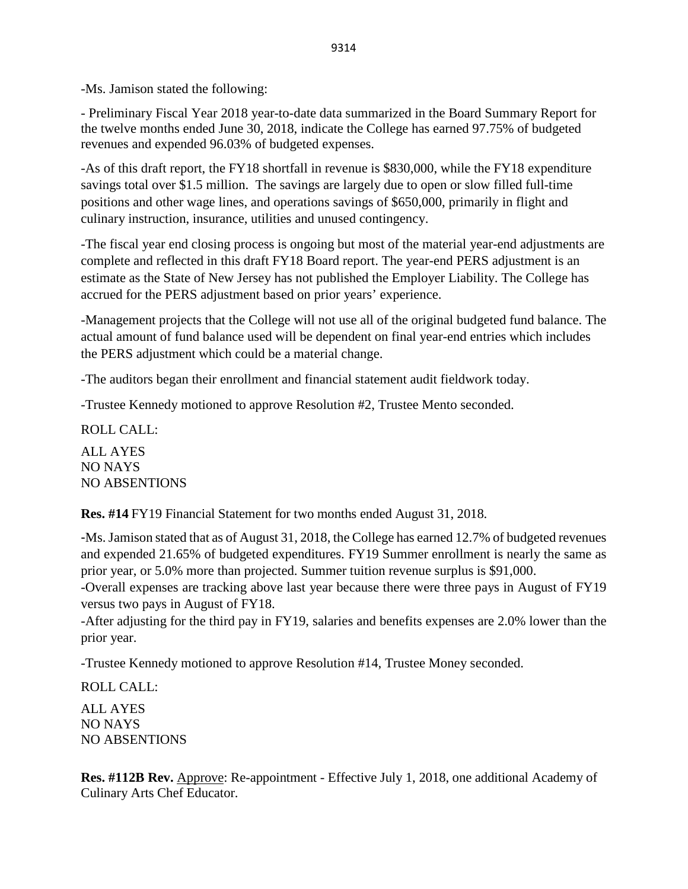-Ms. Jamison stated the following:

- Preliminary Fiscal Year 2018 year-to-date data summarized in the Board Summary Report for the twelve months ended June 30, 2018, indicate the College has earned 97.75% of budgeted revenues and expended 96.03% of budgeted expenses.

-As of this draft report, the FY18 shortfall in revenue is $830,000, while the FY18 expenditure savings total over $1.5 million. The savings are largely due to open or slow filled full-time positions and other wage lines, and operations savings of $650,000, primarily in flight and culinary instruction, insurance, utilities and unused contingency.

-The fiscal year end closing process is ongoing but most of the material year-end adjustments are complete and reflected in this draft FY18 Board report. The year-end PERS adjustment is an estimate as the State of New Jersey has not published the Employer Liability. The College has accrued for the PERS adjustment based on prior years' experience.

-Management projects that the College will not use all of the original budgeted fund balance. The actual amount of fund balance used will be dependent on final year-end entries which includes the PERS adjustment which could be a material change.

-The auditors began their enrollment and financial statement audit fieldwork today.

-Trustee Kennedy motioned to approve Resolution #2, Trustee Mento seconded.

ROLL CALL:

ALL AYES
NO NAYS
NO ABSENTIONS

**Res. #14** FY19 Financial Statement for two months ended August 31, 2018.

-Ms. Jamison stated that as of August 31, 2018, the College has earned 12.7% of budgeted revenues and expended 21.65% of budgeted expenditures. FY19 Summer enrollment is nearly the same as prior year, or 5.0% more than projected. Summer tuition revenue surplus is $91,000.
-Overall expenses are tracking above last year because there were three pays in August of FY19 versus two pays in August of FY18.
-After adjusting for the third pay in FY19, salaries and benefits expenses are 2.0% lower than the prior year.

-Trustee Kennedy motioned to approve Resolution #14, Trustee Money seconded.

ROLL CALL:

ALL AYES
NO NAYS
NO ABSENTIONS

**Res. #112B Rev.** Approve: Re-appointment - Effective July 1, 2018, one additional Academy of Culinary Arts Chef Educator.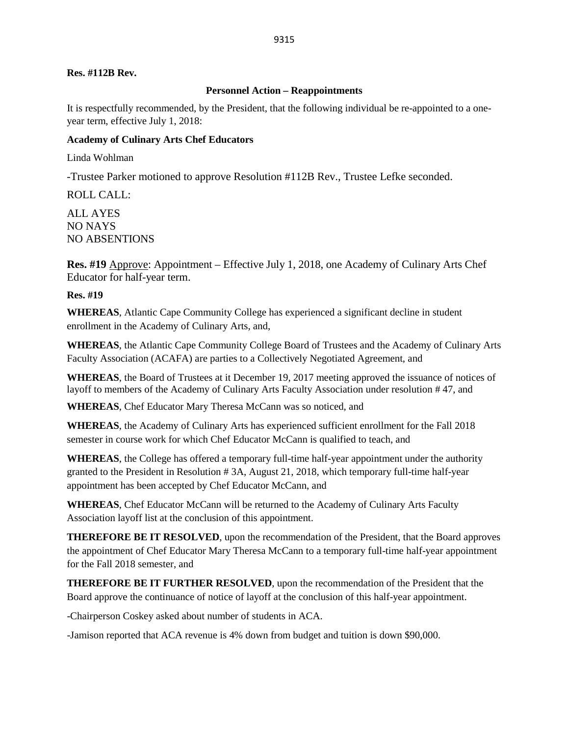**Res. #112B Rev.**

**Personnel Action – Reappointments**

It is respectfully recommended, by the President, that the following individual be re-appointed to a one-year term, effective July 1, 2018:

**Academy of Culinary Arts Chef Educators**

Linda Wohlman

-Trustee Parker motioned to approve Resolution #112B Rev., Trustee Lefke seconded.

ROLL CALL:

ALL AYES
NO NAYS
NO ABSENTIONS

**Res. #19** Approve: Appointment – Effective July 1, 2018, one Academy of Culinary Arts Chef Educator for half-year term.

**Res. #19**

**WHEREAS**, Atlantic Cape Community College has experienced a significant decline in student enrollment in the Academy of Culinary Arts, and,

**WHEREAS**, the Atlantic Cape Community College Board of Trustees and the Academy of Culinary Arts Faculty Association (ACAFA) are parties to a Collectively Negotiated Agreement, and

**WHEREAS**, the Board of Trustees at it December 19, 2017 meeting approved the issuance of notices of layoff to members of the Academy of Culinary Arts Faculty Association under resolution # 47, and

**WHEREAS**, Chef Educator Mary Theresa McCann was so noticed, and

**WHEREAS**, the Academy of Culinary Arts has experienced sufficient enrollment for the Fall 2018 semester in course work for which Chef Educator McCann is qualified to teach, and

**WHEREAS**, the College has offered a temporary full-time half-year appointment under the authority granted to the President in Resolution # 3A, August 21, 2018, which temporary full-time half-year appointment has been accepted by Chef Educator McCann, and

**WHEREAS**, Chef Educator McCann will be returned to the Academy of Culinary Arts Faculty Association layoff list at the conclusion of this appointment.

**THEREFORE BE IT RESOLVED**, upon the recommendation of the President, that the Board approves the appointment of Chef Educator Mary Theresa McCann to a temporary full-time half-year appointment for the Fall 2018 semester, and

**THEREFORE BE IT FURTHER RESOLVED**, upon the recommendation of the President that the Board approve the continuance of notice of layoff at the conclusion of this half-year appointment.

-Chairperson Coskey asked about number of students in ACA.

-Jamison reported that ACA revenue is 4% down from budget and tuition is down $90,000.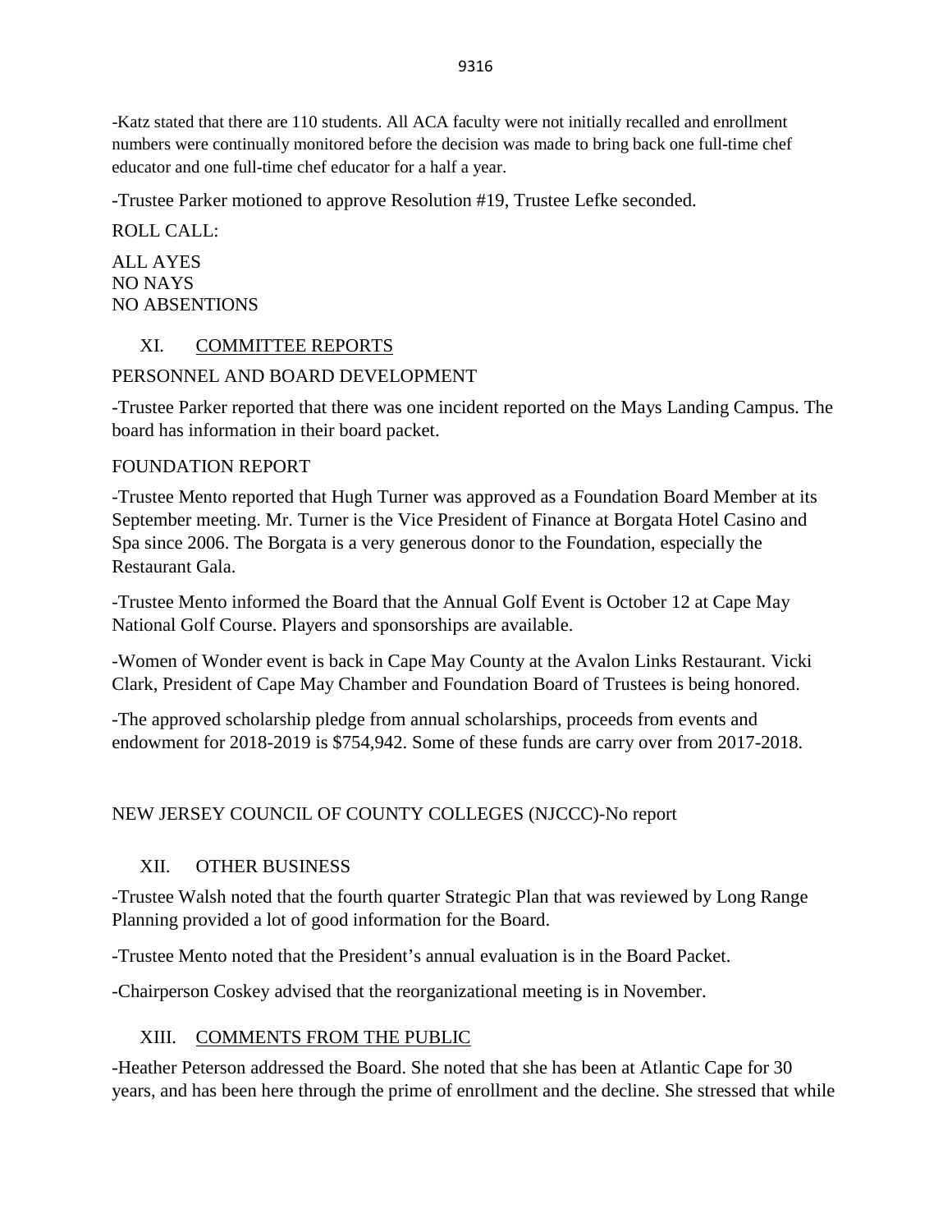-Katz stated that there are 110 students. All ACA faculty were not initially recalled and enrollment numbers were continually monitored before the decision was made to bring back one full-time chef educator and one full-time chef educator for a half a year.

-Trustee Parker motioned to approve Resolution #19, Trustee Lefke seconded.

ROLL CALL:

ALL AYES
NO NAYS
NO ABSENTIONS

## XI. COMMITTEE REPORTS

PERSONNEL AND BOARD DEVELOPMENT

-Trustee Parker reported that there was one incident reported on the Mays Landing Campus. The board has information in their board packet.

FOUNDATION REPORT

-Trustee Mento reported that Hugh Turner was approved as a Foundation Board Member at its September meeting. Mr. Turner is the Vice President of Finance at Borgata Hotel Casino and Spa since 2006. The Borgata is a very generous donor to the Foundation, especially the Restaurant Gala.

-Trustee Mento informed the Board that the Annual Golf Event is October 12 at Cape May National Golf Course. Players and sponsorships are available.

-Women of Wonder event is back in Cape May County at the Avalon Links Restaurant. Vicki Clark, President of Cape May Chamber and Foundation Board of Trustees is being honored.

-The approved scholarship pledge from annual scholarships, proceeds from events and endowment for 2018-2019 is $754,942. Some of these funds are carry over from 2017-2018.

NEW JERSEY COUNCIL OF COUNTY COLLEGES (NJCCC)-No report

## XII. OTHER BUSINESS

-Trustee Walsh noted that the fourth quarter Strategic Plan that was reviewed by Long Range Planning provided a lot of good information for the Board.

-Trustee Mento noted that the President's annual evaluation is in the Board Packet.

-Chairperson Coskey advised that the reorganizational meeting is in November.

## XIII. COMMENTS FROM THE PUBLIC

-Heather Peterson addressed the Board. She noted that she has been at Atlantic Cape for 30 years, and has been here through the prime of enrollment and the decline. She stressed that while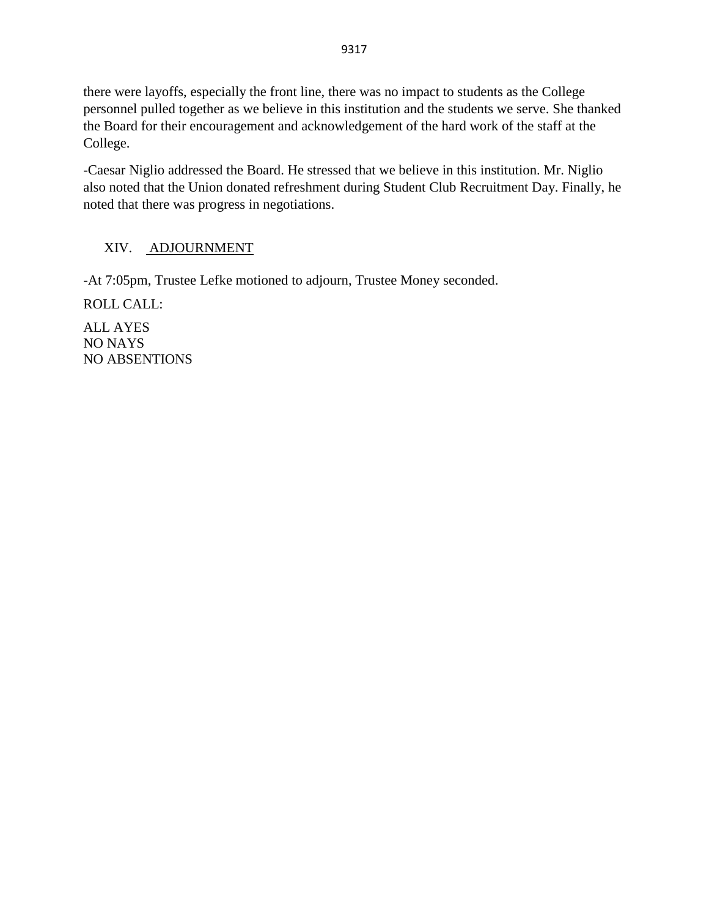there were layoffs, especially the front line, there was no impact to students as the College personnel pulled together as we believe in this institution and the students we serve. She thanked the Board for their encouragement and acknowledgement of the hard work of the staff at the College.

-Caesar Niglio addressed the Board. He stressed that we believe in this institution. Mr. Niglio also noted that the Union donated refreshment during Student Club Recruitment Day. Finally, he noted that there was progress in negotiations.

## XIV. ADJOURNMENT

-At 7:05pm, Trustee Lefke motioned to adjourn, Trustee Money seconded.

ROLL CALL:

ALL AYES
NO NAYS
NO ABSENTIONS